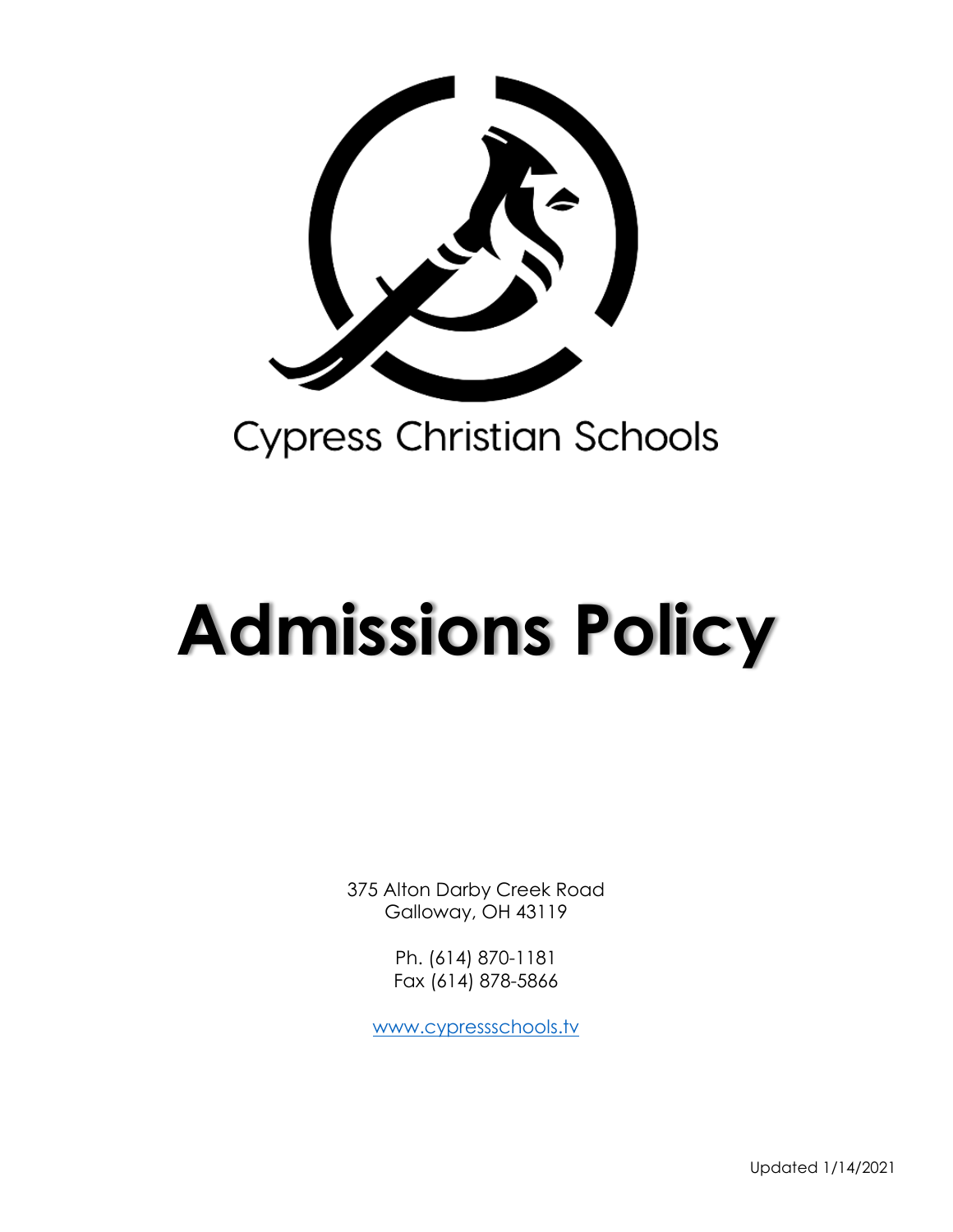Cypress Christian Schools

# Admissions Policy

375 Alton Darby Creek Road
Galloway, OH 43119

Ph. (614) 870-1181
Fax (614) 878-5866

www.cypressschools.tv

Updated 1/14/2021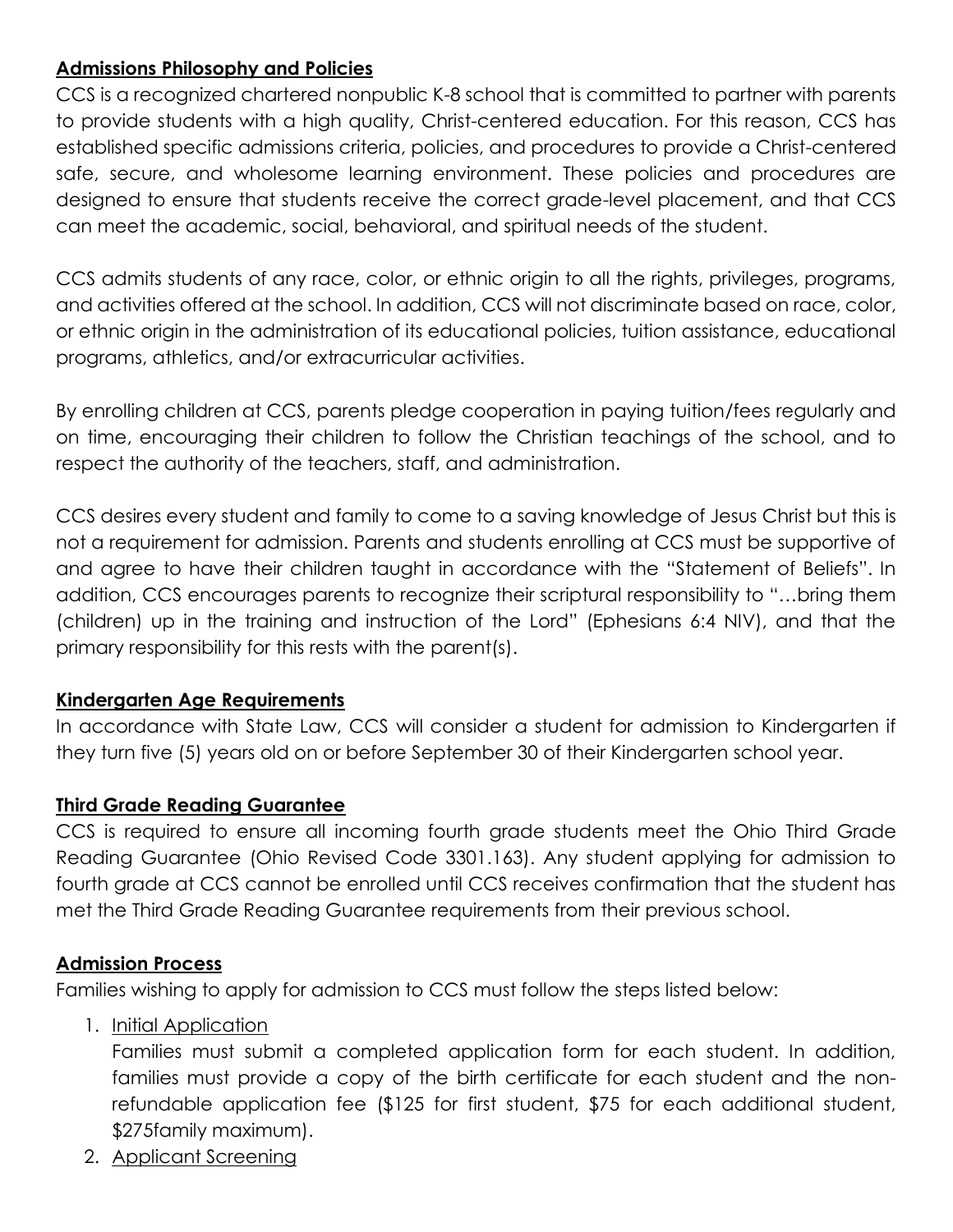**Admissions Philosophy and Policies**

CCS is a recognized chartered nonpublic K-8 school that is committed to partner with parents to provide students with a high quality, Christ-centered education. For this reason, CCS has established specific admissions criteria, policies, and procedures to provide a Christ-centered safe, secure, and wholesome learning environment. These policies and procedures are designed to ensure that students receive the correct grade-level placement, and that CCS can meet the academic, social, behavioral, and spiritual needs of the student.

CCS admits students of any race, color, or ethnic origin to all the rights, privileges, programs, and activities offered at the school. In addition, CCS will not discriminate based on race, color, or ethnic origin in the administration of its educational policies, tuition assistance, educational programs, athletics, and/or extracurricular activities.

By enrolling children at CCS, parents pledge cooperation in paying tuition/fees regularly and on time, encouraging their children to follow the Christian teachings of the school, and to respect the authority of the teachers, staff, and administration.

CCS desires every student and family to come to a saving knowledge of Jesus Christ but this is not a requirement for admission. Parents and students enrolling at CCS must be supportive of and agree to have their children taught in accordance with the "Statement of Beliefs". In addition, CCS encourages parents to recognize their scriptural responsibility to "…bring them (children) up in the training and instruction of the Lord" (Ephesians 6:4 NIV), and that the primary responsibility for this rests with the parent(s).

**Kindergarten Age Requirements**

In accordance with State Law, CCS will consider a student for admission to Kindergarten if they turn five (5) years old on or before September 30 of their Kindergarten school year.

**Third Grade Reading Guarantee**

CCS is required to ensure all incoming fourth grade students meet the Ohio Third Grade Reading Guarantee (Ohio Revised Code 3301.163). Any student applying for admission to fourth grade at CCS cannot be enrolled until CCS receives confirmation that the student has met the Third Grade Reading Guarantee requirements from their previous school.

**Admission Process**

Families wishing to apply for admission to CCS must follow the steps listed below:

1. Initial Application

   Families must submit a completed application form for each student. In addition, families must provide a copy of the birth certificate for each student and the non-refundable application fee ($125 for first student, $75 for each additional student, $275family maximum).
2. Applicant Screening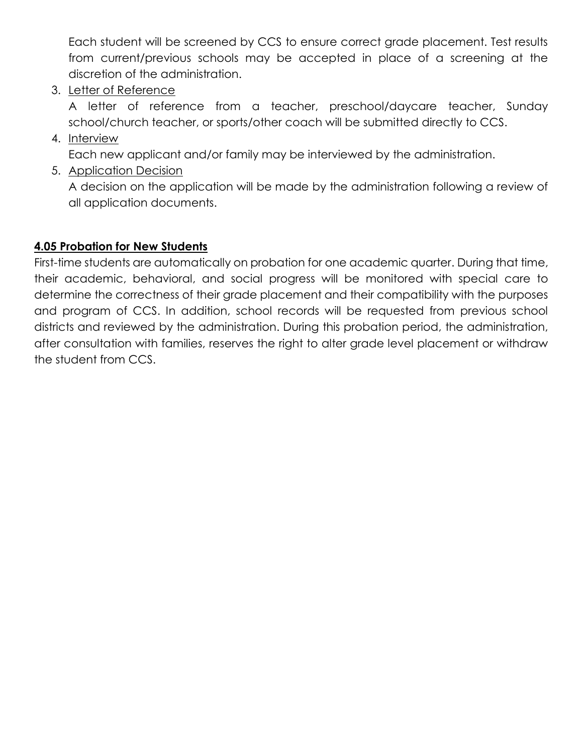Each student will be screened by CCS to ensure correct grade placement. Test results from current/previous schools may be accepted in place of a screening at the discretion of the administration.

3. Letter of Reference
   A letter of reference from a teacher, preschool/daycare teacher, Sunday school/church teacher, or sports/other coach will be submitted directly to CCS.
4. Interview
   Each new applicant and/or family may be interviewed by the administration.
5. Application Decision
   A decision on the application will be made by the administration following a review of all application documents.

**4.05 Probation for New Students**

First-time students are automatically on probation for one academic quarter. During that time, their academic, behavioral, and social progress will be monitored with special care to determine the correctness of their grade placement and their compatibility with the purposes and program of CCS. In addition, school records will be requested from previous school districts and reviewed by the administration. During this probation period, the administration, after consultation with families, reserves the right to alter grade level placement or withdraw the student from CCS.